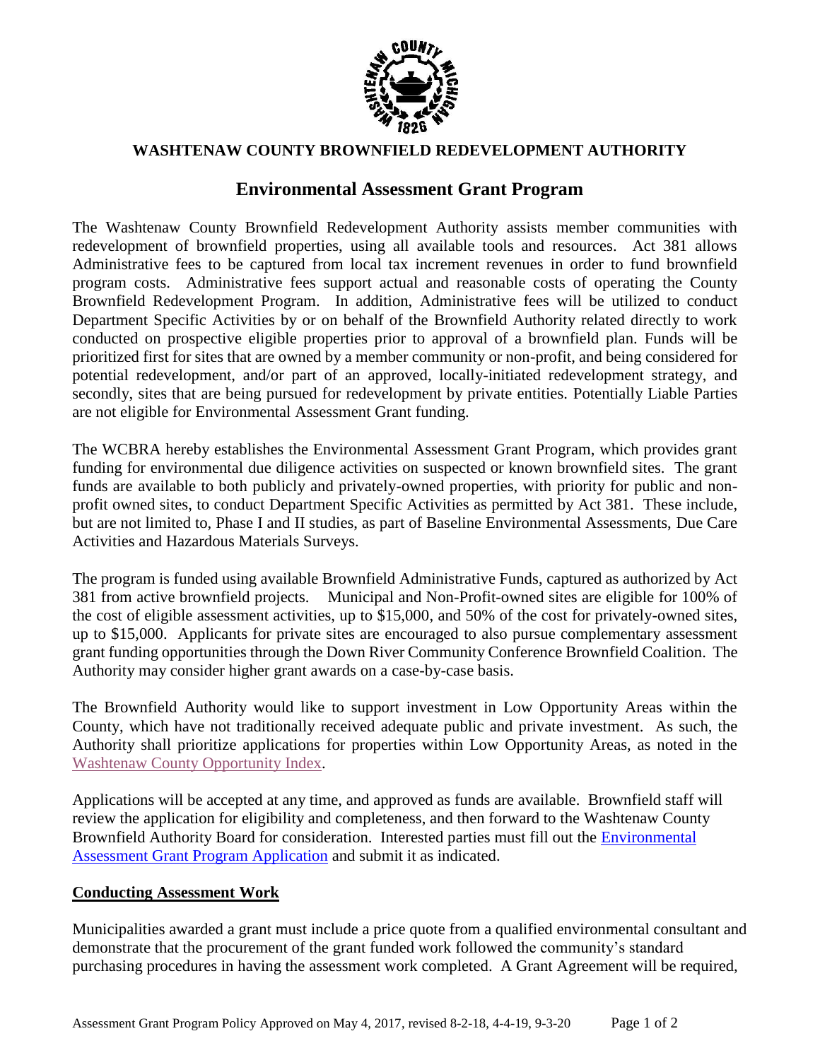**WASHTENAW COUNTY BROWNFIELD REDEVELOPMENT AUTHORITY**

# Environmental Assessment Grant Program

The Washtenaw County Brownfield Redevelopment Authority assists member communities with redevelopment of brownfield properties, using all available tools and resources. Act 381 allows Administrative fees to be captured from local tax increment revenues in order to fund brownfield program costs. Administrative fees support actual and reasonable costs of operating the County Brownfield Redevelopment Program. In addition, Administrative fees will be utilized to conduct Department Specific Activities by or on behalf of the Brownfield Authority related directly to work conducted on prospective eligible properties prior to approval of a brownfield plan. Funds will be prioritized first for sites that are owned by a member community or non-profit, and being considered for potential redevelopment, and/or part of an approved, locally-initiated redevelopment strategy, and secondly, sites that are being pursued for redevelopment by private entities. Potentially Liable Parties are not eligible for Environmental Assessment Grant funding.

The WCBRA hereby establishes the Environmental Assessment Grant Program, which provides grant funding for environmental due diligence activities on suspected or known brownfield sites. The grant funds are available to both publicly and privately-owned properties, with priority for public and non-profit owned sites, to conduct Department Specific Activities as permitted by Act 381. These include, but are not limited to, Phase I and II studies, as part of Baseline Environmental Assessments, Due Care Activities and Hazardous Materials Surveys.

The program is funded using available Brownfield Administrative Funds, captured as authorized by Act 381 from active brownfield projects. Municipal and Non-Profit-owned sites are eligible for 100% of the cost of eligible assessment activities, up to $15,000, and 50% of the cost for privately-owned sites, up to $15,000. Applicants for private sites are encouraged to also pursue complementary assessment grant funding opportunities through the Down River Community Conference Brownfield Coalition. The Authority may consider higher grant awards on a case-by-case basis.

The Brownfield Authority would like to support investment in Low Opportunity Areas within the County, which have not traditionally received adequate public and private investment. As such, the Authority shall prioritize applications for properties within Low Opportunity Areas, as noted in the Washtenaw County Opportunity Index.

Applications will be accepted at any time, and approved as funds are available. Brownfield staff will review the application for eligibility and completeness, and then forward to the Washtenaw County Brownfield Authority Board for consideration. Interested parties must fill out the Environmental Assessment Grant Program Application and submit it as indicated.

## Conducting Assessment Work

Municipalities awarded a grant must include a price quote from a qualified environmental consultant and demonstrate that the procurement of the grant funded work followed the community's standard purchasing procedures in having the assessment work completed. A Grant Agreement will be required,

Assessment Grant Program Policy Approved on May 4, 2017, revised 8-2-18, 4-4-19, 9-3-20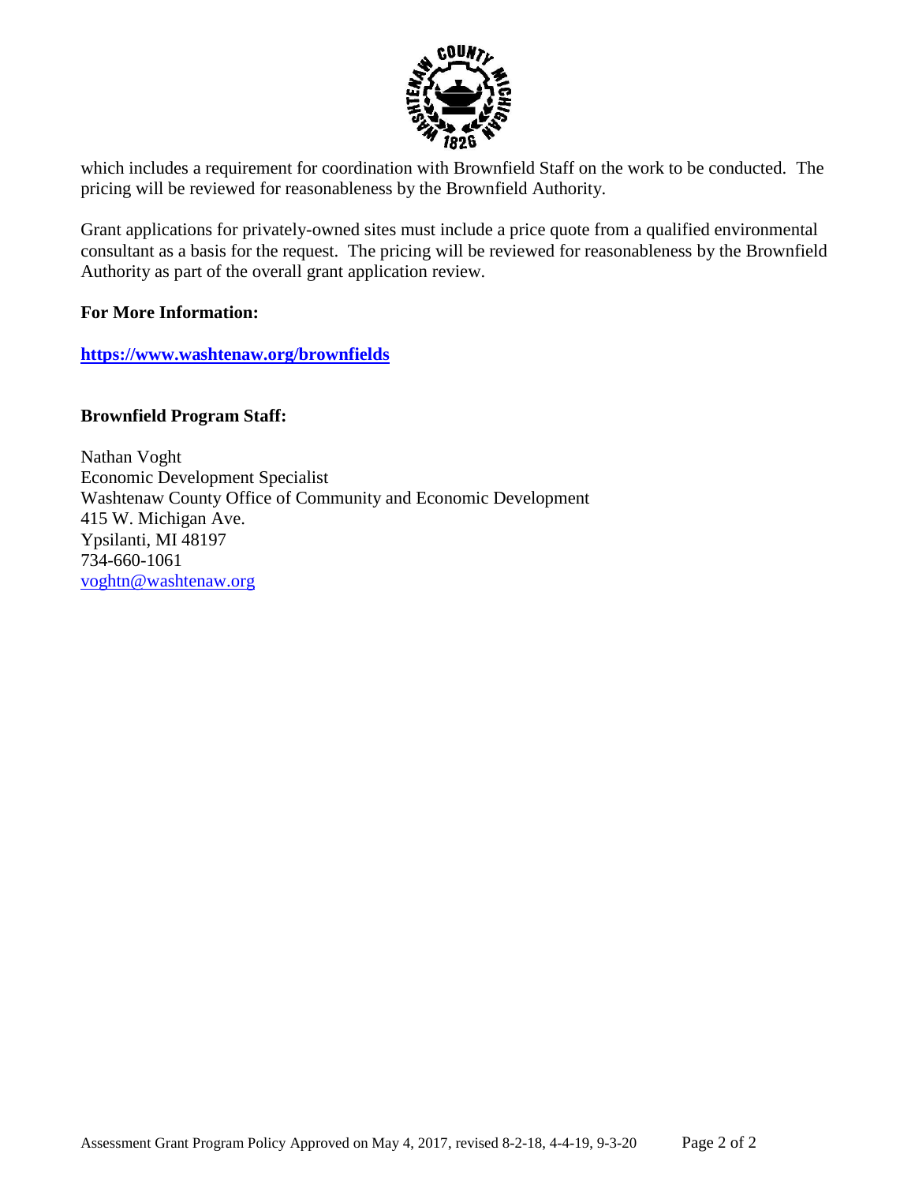which includes a requirement for coordination with Brownfield Staff on the work to be conducted. The pricing will be reviewed for reasonableness by the Brownfield Authority.

Grant applications for privately-owned sites must include a price quote from a qualified environmental consultant as a basis for the request. The pricing will be reviewed for reasonableness by the Brownfield Authority as part of the overall grant application review.

**For More Information:**

**https://www.washtenaw.org/brownfields**

**Brownfield Program Staff:**

Nathan Voght
Economic Development Specialist
Washtenaw County Office of Community and Economic Development
415 W. Michigan Ave.
Ypsilanti, MI 48197
734-660-1061
voghtn@washtenaw.org

Assessment Grant Program Policy Approved on May 4, 2017, revised 8-2-18, 4-4-19, 9-3-20